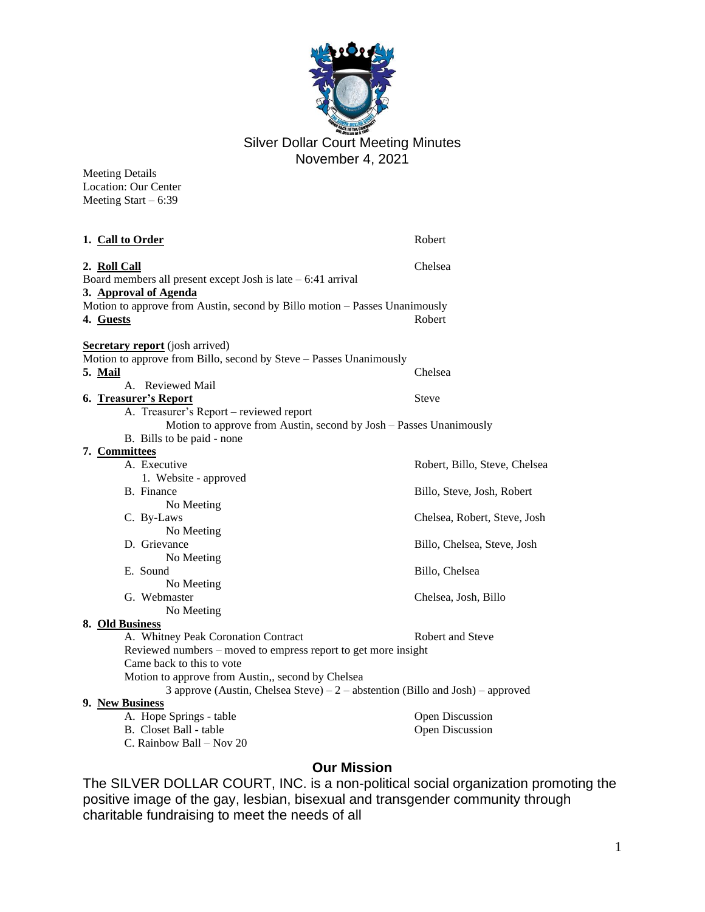# Silver Dollar Court Meeting Minutes

November 4, 2021

Meeting Details
Location: Our Center
Meeting Start – 6:39

**1. Call to Order** — Robert

**2. Roll Call** — Chelsea

Board members all present except Josh is late – 6:41 arrival

**3. Approval of Agenda**

Motion to approve from Austin, second by Billo motion – Passes Unanimously

**4. Guests** — Robert

**Secretary report** (josh arrived)

Motion to approve from Billo, second by Steve – Passes Unanimously

**5. Mail** — Chelsea

- A. Reviewed Mail

**6. Treasurer's Report** — Steve

- A. Treasurer's Report – reviewed report
  - Motion to approve from Austin, second by Josh – Passes Unanimously
- B. Bills to be paid - none

**7. Committees**

- A. Executive — Robert, Billo, Steve, Chelsea
  1. Website - approved
- B. Finance — Billo, Steve, Josh, Robert
  - No Meeting
- C. By-Laws — Chelsea, Robert, Steve, Josh
  - No Meeting
- D. Grievance — Billo, Chelsea, Steve, Josh
  - No Meeting
- E. Sound — Billo, Chelsea
  - No Meeting
- G. Webmaster — Chelsea, Josh, Billo
  - No Meeting

**8. Old Business**

- A. Whitney Peak Coronation Contract — Robert and Steve
  - Reviewed numbers – moved to empress report to get more insight
  - Came back to this to vote
  - Motion to approve from Austin,, second by Chelsea
    - 3 approve (Austin, Chelsea Steve) – 2 – abstention (Billo and Josh) – approved

**9. New Business**

- A. Hope Springs - table — Open Discussion
- B. Closet Ball - table — Open Discussion
- C. Rainbow Ball – Nov 20

## Our Mission

The SILVER DOLLAR COURT, INC. is a non-political social organization promoting the positive image of the gay, lesbian, bisexual and transgender community through charitable fundraising to meet the needs of all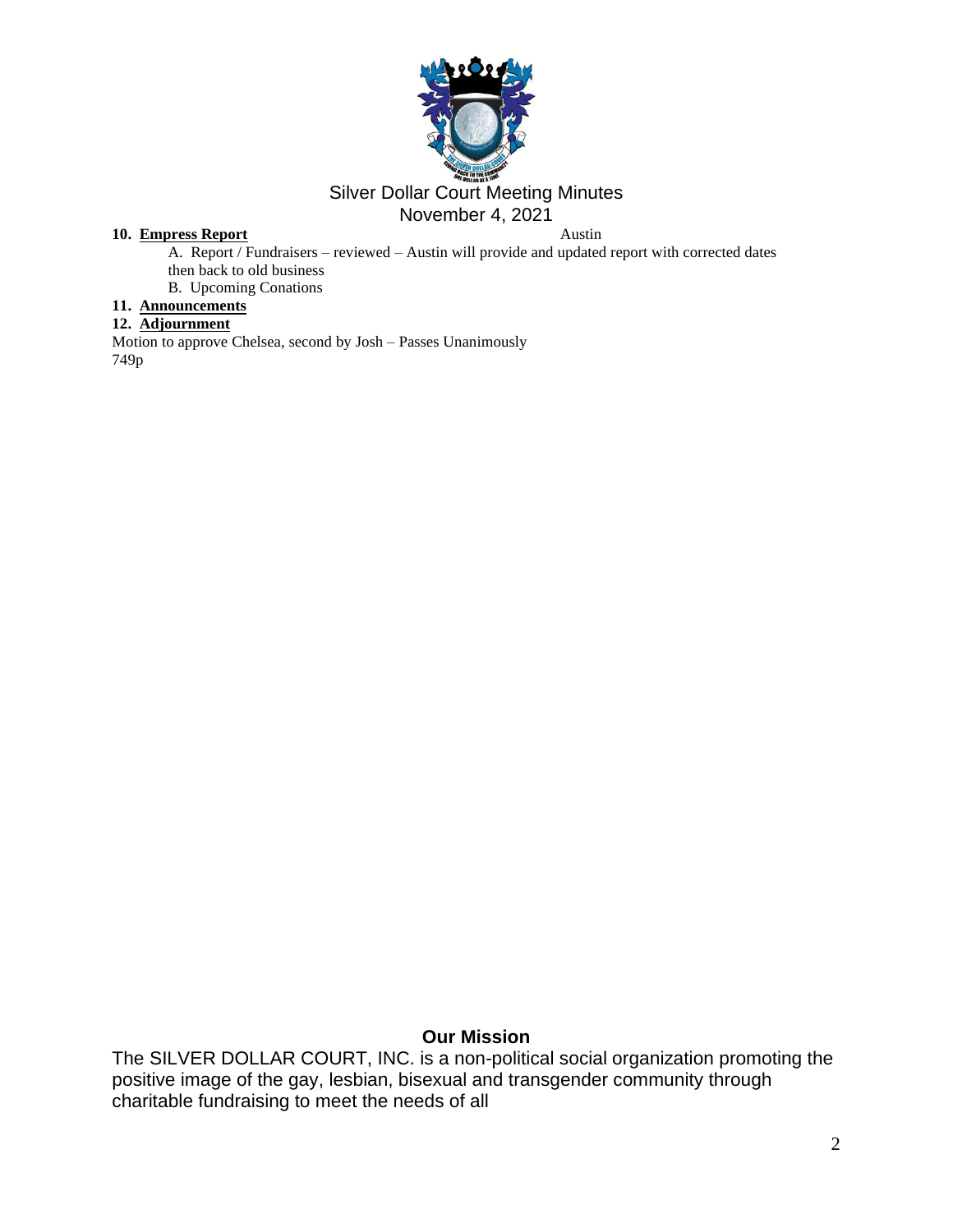Silver Dollar Court Meeting Minutes
November 4, 2021

**10. Empress Report** Austin

A. Report / Fundraisers – reviewed – Austin will provide and updated report with corrected dates then back to old business

B. Upcoming Conations

**11. Announcements**

**12. Adjournment**

Motion to approve Chelsea, second by Josh – Passes Unanimously
749p

**Our Mission**

The SILVER DOLLAR COURT, INC. is a non-political social organization promoting the positive image of the gay, lesbian, bisexual and transgender community through charitable fundraising to meet the needs of all